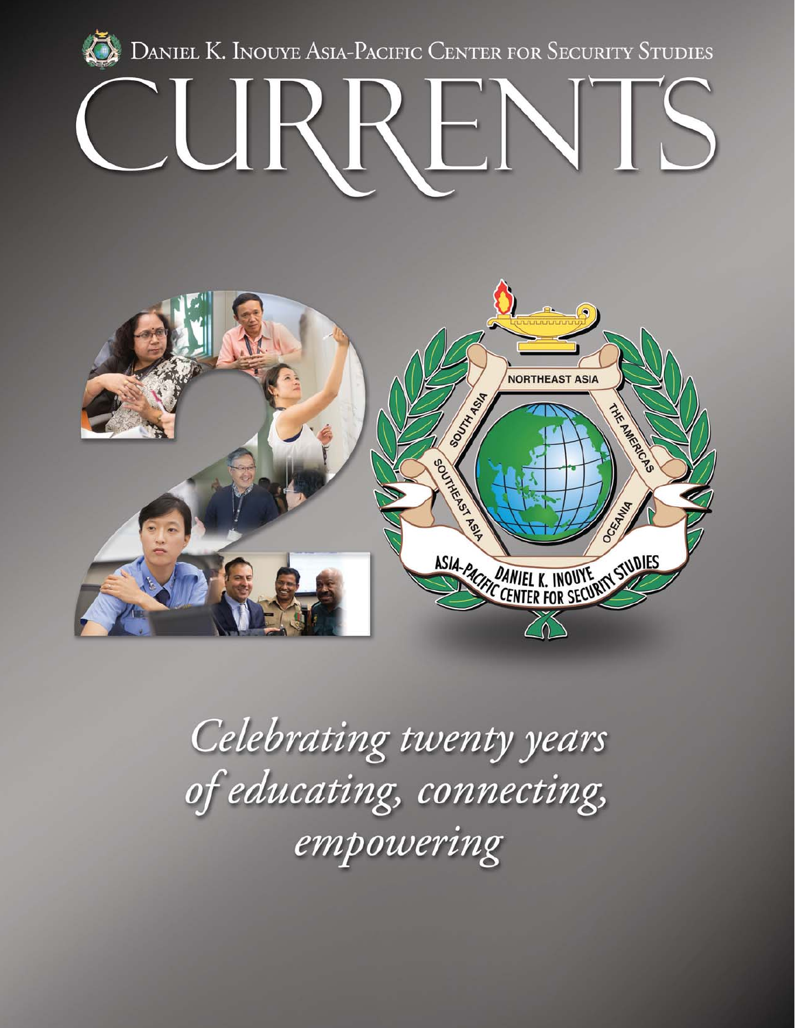DANIEL K. INOUYE ASIA-PACIFIC CENTER FOR SECURITY STUDIES

# CURRENTS

*Celebrating twenty years of educating, connecting, empowering*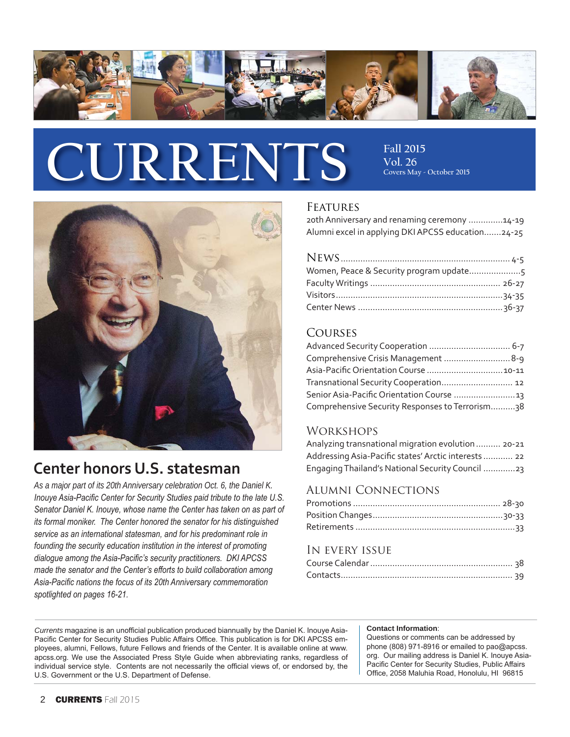# CURRENTS

**Fall 2015**
**Vol. 26**
Covers May - October 2015

## Center honors U.S. statesman

*As a major part of its 20th Anniversary celebration Oct. 6, the Daniel K. Inouye Asia-Pacific Center for Security Studies paid tribute to the late U.S. Senator Daniel K. Inouye, whose name the Center has taken on as part of its formal moniker. The Center honored the senator for his distinguished service as an international statesman, and for his predominant role in founding the security education institution in the interest of promoting dialogue among the Asia-Pacific's security practitioners. DKI APCSS made the senator and the Center's efforts to build collaboration among Asia-Pacific nations the focus of its 20th Anniversary commemoration spotlighted on pages 16-21.*

## Features

20th Anniversary and renaming ceremony ..............14-19
Alumni excel in applying DKI APCSS education.......24-25

## News .................................................................... 4-5

Women, Peace & Security program update.....................5
Faculty Writings ..................................................... 26-27
Visitors....................................................................34-35
Center News ...........................................................36-37

## Courses

Advanced Security Cooperation ................................. 6-7
Comprehensive Crisis Management ...........................8-9
Asia-Pacific Orientation Course ...............................10-11
Transnational Security Cooperation............................. 12
Senior Asia-Pacific Orientation Course .........................13
Comprehensive Security Responses to Terrorism..........38

## Workshops

Analyzing transnational migration evolution.......... 20-21
Addressing Asia-Pacific states' Arctic interests ............ 22
Engaging Thailand's National Security Council .............23

## Alumni Connections

Promotions ........................................................... 28-30
Position Changes.....................................................30-33
Retirements .................................................................33

## In every issue

Course Calendar .......................................................... 38
Contacts...................................................................... 39

*Currents* magazine is an unofficial publication produced biannually by the Daniel K. Inouye Asia-Pacific Center for Security Studies Public Affairs Office. This publication is for DKI APCSS employees, alumni, Fellows, future Fellows and friends of the Center. It is available online at www.apcss.org. We use the Associated Press Style Guide when abbreviating ranks, regardless of individual service style. Contents are not necessarily the official views of, or endorsed by, the U.S. Government or the U.S. Department of Defense.

**Contact Information**:
Questions or comments can be addressed by phone (808) 971-8916 or emailed to pao@apcss.org. Our mailing address is Daniel K. Inouye Asia-Pacific Center for Security Studies, Public Affairs Office, 2058 Maluhia Road, Honolulu, HI 96815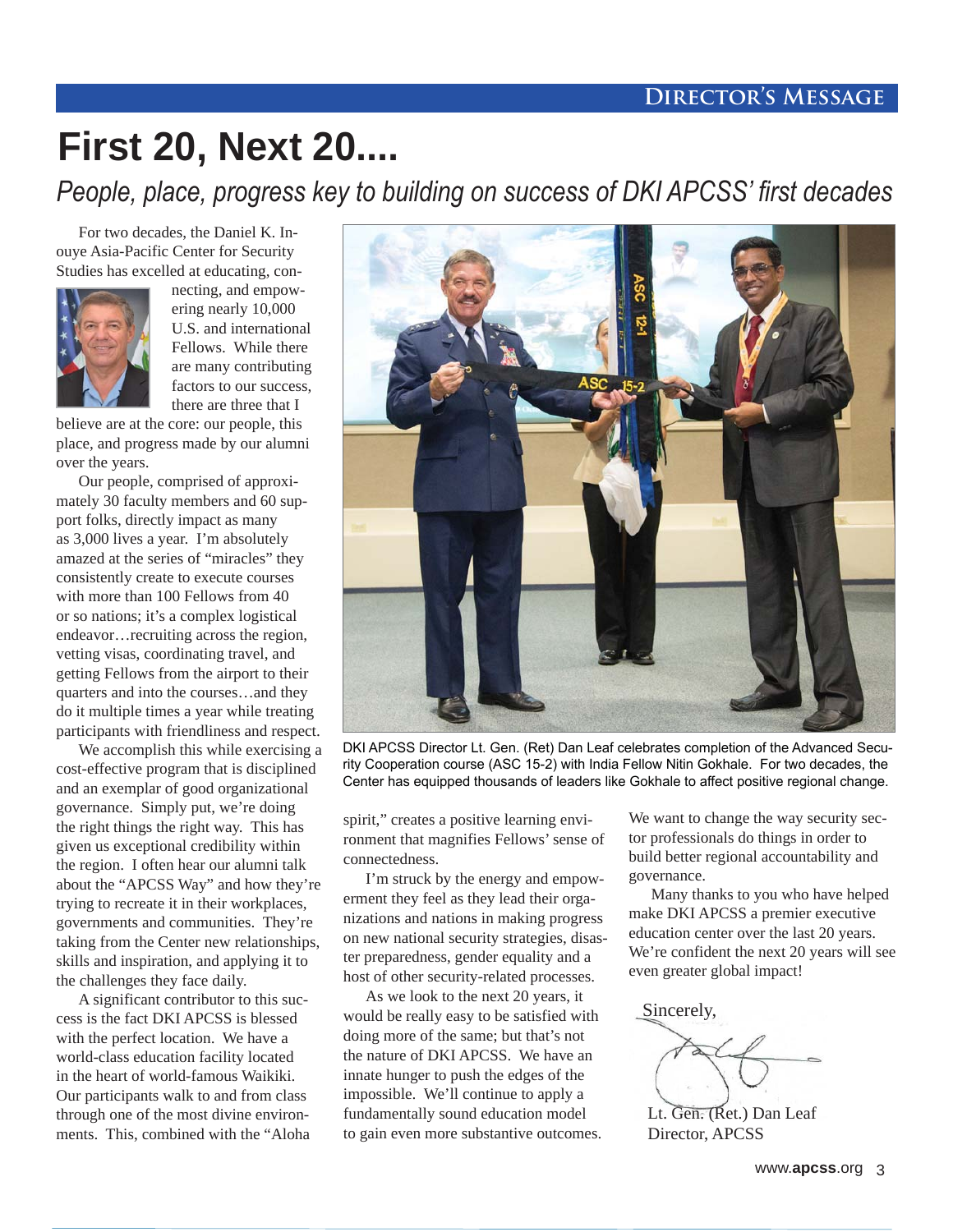Director's Message

# First 20, Next 20....

*People, place, progress key to building on success of DKI APCSS' first decades*

For two decades, the Daniel K. Inouye Asia-Pacific Center for Security Studies has excelled at educating, connecting, and empowering nearly 10,000 U.S. and international Fellows. While there are many contributing factors to our success, there are three that I believe are at the core: our people, this place, and progress made by our alumni over the years.

Our people, comprised of approximately 30 faculty members and 60 support folks, directly impact as many as 3,000 lives a year. I'm absolutely amazed at the series of "miracles" they consistently create to execute courses with more than 100 Fellows from 40 or so nations; it's a complex logistical endeavor…recruiting across the region, vetting visas, coordinating travel, and getting Fellows from the airport to their quarters and into the courses…and they do it multiple times a year while treating participants with friendliness and respect.

We accomplish this while exercising a cost-effective program that is disciplined and an exemplar of good organizational governance. Simply put, we're doing the right things the right way. This has given us exceptional credibility within the region. I often hear our alumni talk about the "APCSS Way" and how they're trying to recreate it in their workplaces, governments and communities. They're taking from the Center new relationships, skills and inspiration, and applying it to the challenges they face daily.

A significant contributor to this success is the fact DKI APCSS is blessed with the perfect location. We have a world-class education facility located in the heart of world-famous Waikiki. Our participants walk to and from class through one of the most divine environments. This, combined with the "Aloha spirit," creates a positive learning environment that magnifies Fellows' sense of connectedness.

DKI APCSS Director Lt. Gen. (Ret) Dan Leaf celebrates completion of the Advanced Security Cooperation course (ASC 15-2) with India Fellow Nitin Gokhale. For two decades, the Center has equipped thousands of leaders like Gokhale to affect positive regional change.

I'm struck by the energy and empowerment they feel as they lead their organizations and nations in making progress on new national security strategies, disaster preparedness, gender equality and a host of other security-related processes.

As we look to the next 20 years, it would be really easy to be satisfied with doing more of the same; but that's not the nature of DKI APCSS. We have an innate hunger to push the edges of the impossible. We'll continue to apply a fundamentally sound education model to gain even more substantive outcomes. We want to change the way security sector professionals do things in order to build better regional accountability and governance.

Many thanks to you who have helped make DKI APCSS a premier executive education center over the last 20 years. We're confident the next 20 years will see even greater global impact!

Sincerely,

Lt. Gen. (Ret.) Dan Leaf
Director, APCSS

www.apcss.org